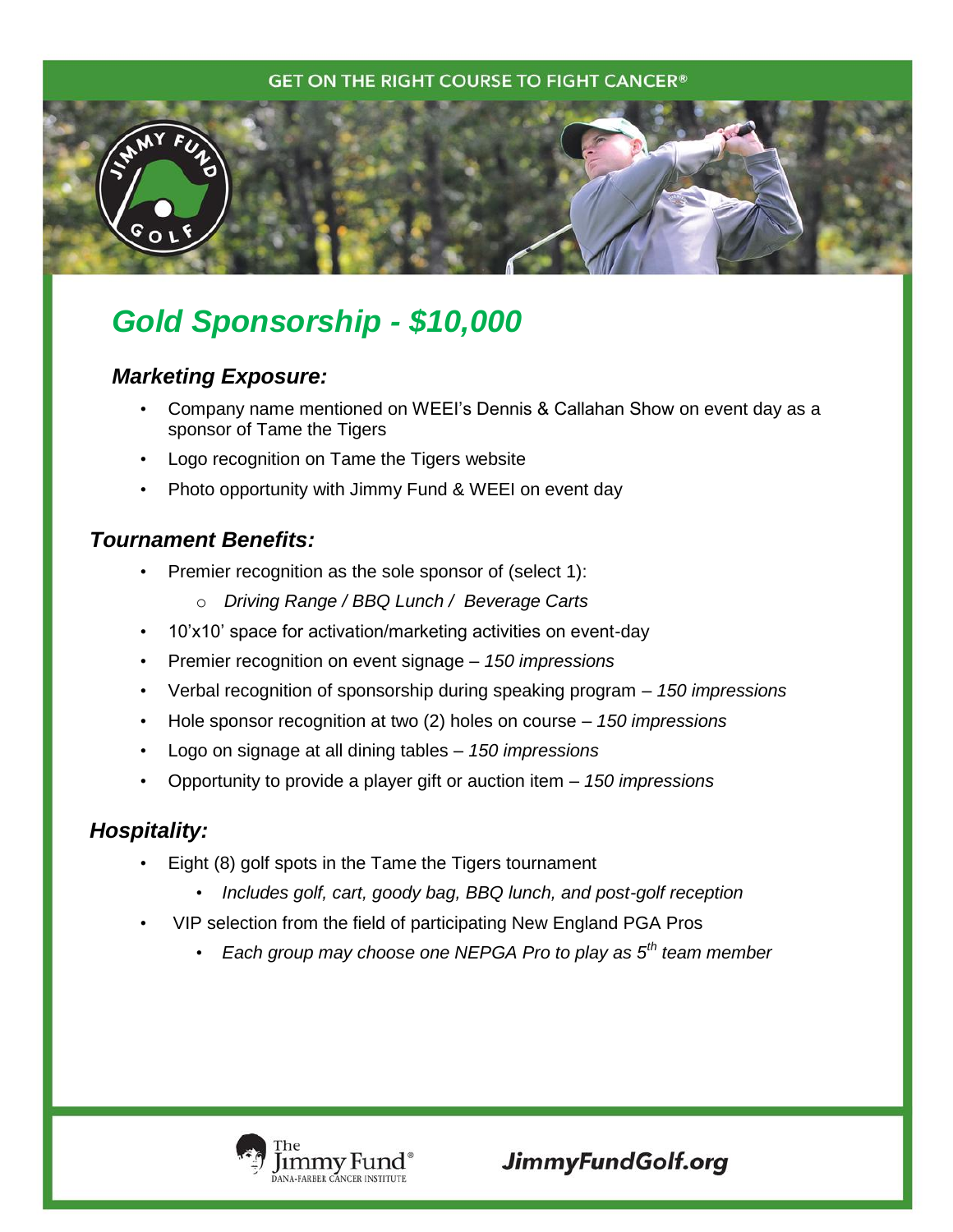GET ON THE RIGHT COURSE TO FIGHT CANCER®

# *Gold Sponsorship - $10,000*

### *Marketing Exposure:*

- Company name mentioned on WEEI's Dennis & Callahan Show on event day as a sponsor of Tame the Tigers
- Logo recognition on Tame the Tigers website
- Photo opportunity with Jimmy Fund & WEEI on event day

### *Tournament Benefits:*

- Premier recognition as the sole sponsor of (select 1):
  - *Driving Range / BBQ Lunch / Beverage Carts*
- 10'x10' space for activation/marketing activities on event-day
- Premier recognition on event signage – *150 impressions*
- Verbal recognition of sponsorship during speaking program – *150 impressions*
- Hole sponsor recognition at two (2) holes on course – *150 impressions*
- Logo on signage at all dining tables – *150 impressions*
- Opportunity to provide a player gift or auction item – *150 impressions*

### *Hospitality:*

- Eight (8) golf spots in the Tame the Tigers tournament
  - *Includes golf, cart, goody bag, BBQ lunch, and post-golf reception*
- VIP selection from the field of participating New England PGA Pros
  - *Each group may choose one NEPGA Pro to play as 5th team member*

The Jimmy Fund® DANA-FARBER CANCER INSTITUTE

**JimmyFundGolf.org**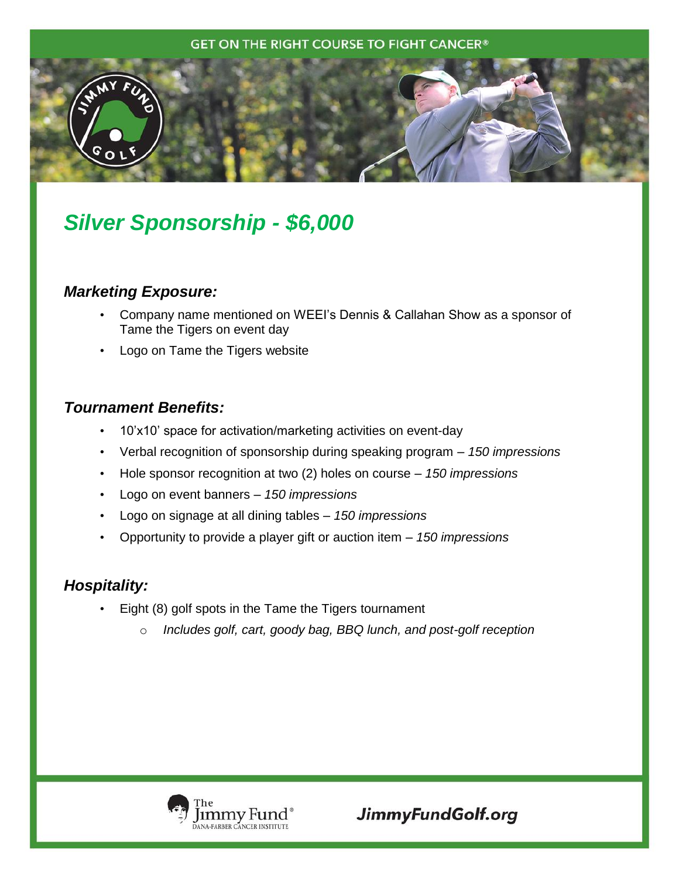GET ON THE RIGHT COURSE TO FIGHT CANCER®

# *Silver Sponsorship - $6,000*

### *Marketing Exposure:*

- Company name mentioned on WEEI's Dennis & Callahan Show as a sponsor of Tame the Tigers on event day
- Logo on Tame the Tigers website

### *Tournament Benefits:*

- 10'x10' space for activation/marketing activities on event-day
- Verbal recognition of sponsorship during speaking program – *150 impressions*
- Hole sponsor recognition at two (2) holes on course – *150 impressions*
- Logo on event banners – *150 impressions*
- Logo on signage at all dining tables – *150 impressions*
- Opportunity to provide a player gift or auction item – *150 impressions*

### *Hospitality:*

- Eight (8) golf spots in the Tame the Tigers tournament
    - *Includes golf, cart, goody bag, BBQ lunch, and post-golf reception*

The Jimmy Fund® DANA-FARBER CANCER INSTITUTE

***JimmyFundGolf.org***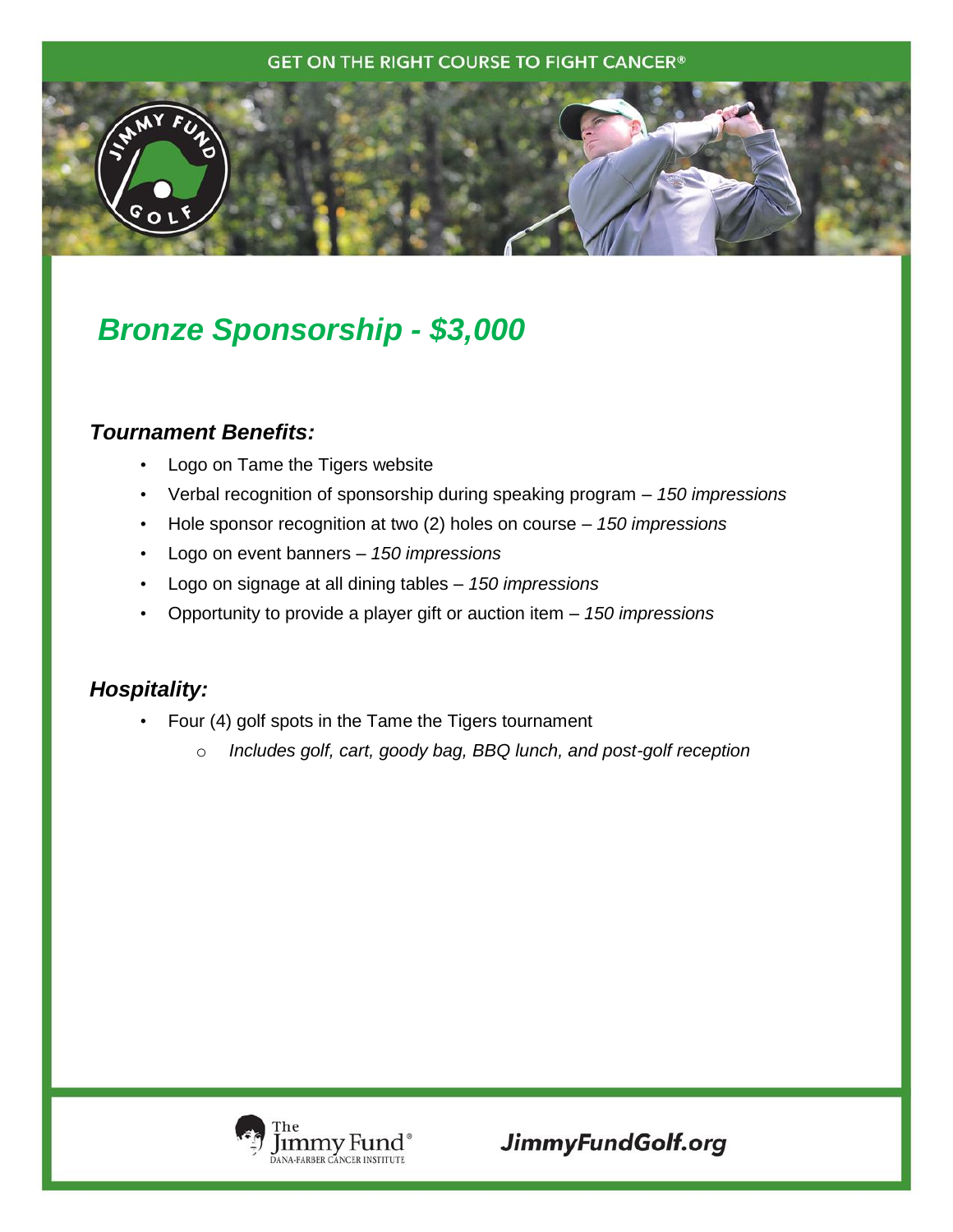GET ON THE RIGHT COURSE TO FIGHT CANCER®

# *Bronze Sponsorship - $3,000*

### *Tournament Benefits:*

- Logo on Tame the Tigers website
- Verbal recognition of sponsorship during speaking program – *150 impressions*
- Hole sponsor recognition at two (2) holes on course – *150 impressions*
- Logo on event banners – *150 impressions*
- Logo on signage at all dining tables – *150 impressions*
- Opportunity to provide a player gift or auction item – *150 impressions*

### *Hospitality:*

- Four (4) golf spots in the Tame the Tigers tournament
  - *Includes golf, cart, goody bag, BBQ lunch, and post-golf reception*

The Jimmy Fund® DANA-FARBER CANCER INSTITUTE

**JimmyFundGolf.org**